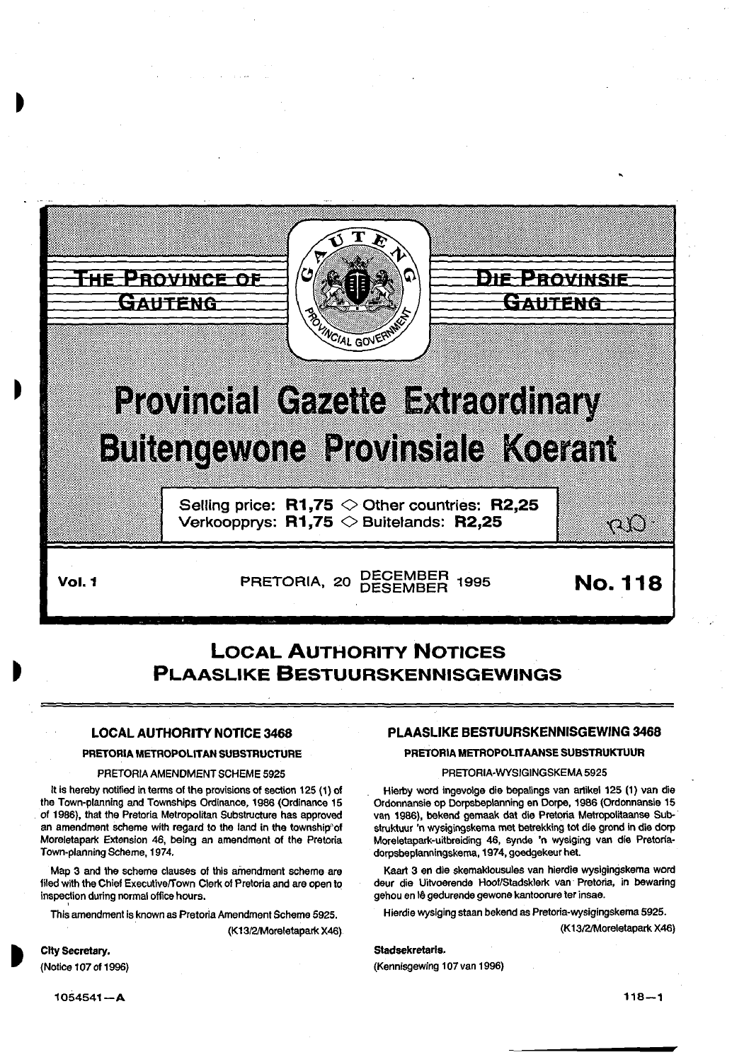THE PROVINCE OF GAUTENG

DIE PROVINSIE GAUTENG

# Provincial Gazette Extraordinary
# Buitengewone Provinsiale Koerant

Selling price: **R1,75** ◇ Other countries: **R2,25**
Verkoopprys: **R1,75** ◇ Buitelands: **R2,25**

**Vol. 1** PRETORIA, 20 DECEMBER DESEMBER 1995 **No. 118**

## LOCAL AUTHORITY NOTICES
## PLAASLIKE BESTUURSKENNISGEWINGS

### LOCAL AUTHORITY NOTICE 3468

**PRETORIA METROPOLITAN SUBSTRUCTURE**

PRETORIA AMENDMENT SCHEME 5925

It is hereby notified in terms of the provisions of section 125 (1) of the Town-planning and Townships Ordinance, 1986 (Ordinance 15 of 1986), that the Pretoria Metropolitan Substructure has approved an amendment scheme with regard to the land in the township of Moreletapark Extension 46, being an amendment of the Pretoria Town-planning Scheme, 1974.

Map 3 and the scheme clauses of this amendment scheme are filed with the Chief Executive/Town Clerk of Pretoria and are open to inspection during normal office hours.

This amendment is known as Pretoria Amendment Scheme 5925.

(K13/2/Moreletapark X46)

**City Secretary.**

(Notice 107 of 1996)

### PLAASLIKE BESTUURSKENNISGEWING 3468

**PRETORIA METROPOLITAANSE SUBSTRUKTUUR**

PRETORIA-WYSIGINGSKEMA 5925

Hierby word ingevolge die bepalings van artikel 125 (1) van die Ordonnansie op Dorpsbeplanning en Dorpe, 1986 (Ordonnansie 15 van 1986), bekend gemaak dat die Pretoria Metropolitaanse Substruktuur 'n wysigingskema met betrekking tot die grond in die dorp Moreletapark-uitbreiding 46, synde 'n wysiging van die Pretoria-dorpsbeplanningskema, 1974, goedgekeur het.

Kaart 3 en die skemaklousules van hierdie wysigingskema word deur die Uitvoerende Hoof/Stadsklerk van Pretoria, in bewaring gehou en lê gedurende gewone kantoorure ter insae.

Hierdie wysiging staan bekend as Pretoria-wysigingskema 5925.

(K13/2/Moreletapark X46)

**Stadsekretaris.**

(Kennisgewing 107 van 1996)

1054541—A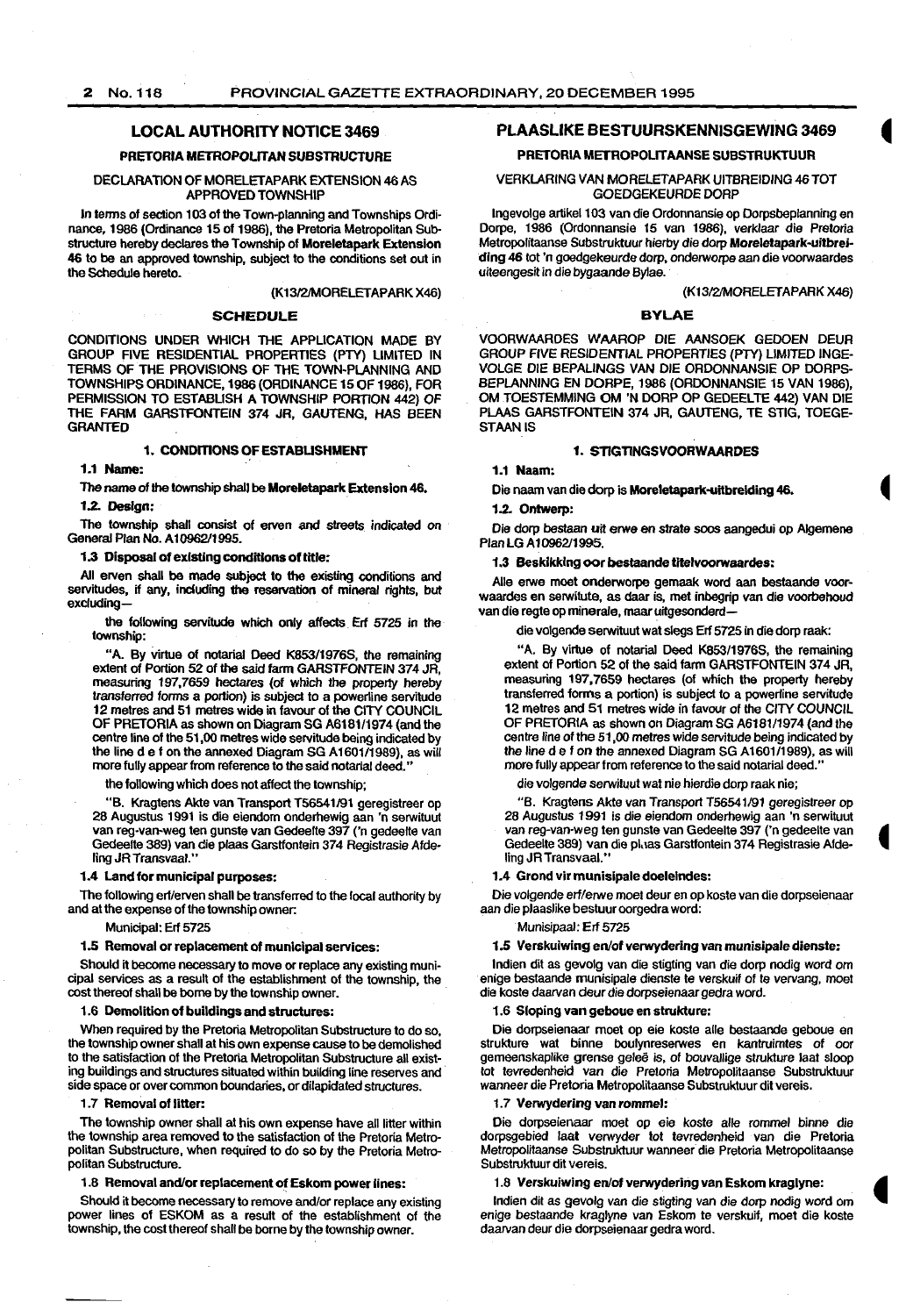## LOCAL AUTHORITY NOTICE 3469

### PRETORIA METROPOLITAN SUBSTRUCTURE

DECLARATION OF MORELETAPARK EXTENSION 46 AS APPROVED TOWNSHIP

In terms of section 103 of the Town-planning and Townships Ordinance, 1986 (Ordinance 15 of 1986), the Pretoria Metropolitan Substructure hereby declares the Township of **Moreletapark Extension 46** to be an approved township, subject to the conditions set out in the Schedule hereto.

(K13/2/MORELETAPARK X46)

### SCHEDULE

CONDITIONS UNDER WHICH THE APPLICATION MADE BY GROUP FIVE RESIDENTIAL PROPERTIES (PTY) LIMITED IN TERMS OF THE PROVISIONS OF THE TOWN-PLANNING AND TOWNSHIPS ORDINANCE, 1986 (ORDINANCE 15 OF 1986), FOR PERMISSION TO ESTABLISH A TOWNSHIP PORTION 442) OF THE FARM GARSTFONTEIN 374 JR, GAUTENG, HAS BEEN GRANTED

#### 1. CONDITIONS OF ESTABLISHMENT

**1.1 Name:**

The name of the township shall be **Moreletapark Extension 46.**

**1.2. Design:**

The township shall consist of erven and streets indicated on General Plan No. A10962/1995.

**1.3 Disposal of existing conditions of title:**

All erven shall be made subject to the existing conditions and servitudes, if any, including the reservation of mineral rights, but excluding—

the following servitude which only affects Erf 5725 in the township:

"A. By virtue of notarial Deed K853/1976S, the remaining extent of Portion 52 of the said farm GARSTFONTEIN 374 JR, measuring 197,7659 hectares (of which the property hereby transferred forms a portion) is subject to a powerline servitude 12 metres and 51 metres wide in favour of the CITY COUNCIL OF PRETORIA as shown on Diagram SG A6181/1974 (and the centre line of the 51,00 metres wide servitude being indicated by the line d e f on the annexed Diagram SG A1601/1989), as will more fully appear from reference to the said notarial deed."

the following which does not affect the township;

"B. Kragtens Akte van Transport T56541/91 geregistreer op 28 Augustus 1991 is die eiendom onderhewig aan 'n serwituut van reg-van-weg ten gunste van Gedeelte 397 ('n gedeelte van Gedeelte 389) van die plaas Garstfontein 374 Registrasie Afdeling JR Transvaal."

**1.4 Land for municipal purposes:**

The following erf/erven shall be transferred to the local authority by and at the expense of the township owner:

Municipal: Erf 5725

**1.5 Removal or replacement of municipal services:**

Should it become necessary to move or replace any existing municipal services as a result of the establishment of the township, the cost thereof shall be borne by the township owner.

**1.6 Demolition of buildings and structures:**

When required by the Pretoria Metropolitan Substructure to do so, the township owner shall at his own expense cause to be demolished to the satisfaction of the Pretoria Metropolitan Substructure all existing buildings and structures situated within building line reserves and side space or over common boundaries, or dilapidated structures.

**1.7 Removal of litter:**

The township owner shall at his own expense have all litter within the township area removed to the satisfaction of the Pretoria Metropolitan Substructure, when required to do so by the Pretoria Metropolitan Substructure.

**1.8 Removal and/or replacement of Eskom power lines:**

Should it become necessary to remove and/or replace any existing power lines of ESKOM as a result of the establishment of the township, the cost thereof shall be borne by the township owner.

## PLAASLIKE BESTUURSKENNISGEWING 3469

### PRETORIA METROPOLITAANSE SUBSTRUKTUUR

VERKLARING VAN MORELETAPARK UITBREIDING 46 TOT GOEDGEKEURDE DORP

Ingevolge artikel 103 van die Ordonnansie op Dorpsbeplanning en Dorpe, 1986 (Ordonnansie 15 van 1986), verklaar die Pretoria Metropolitaanse Substruktuur hierby die dorp **Moreletapark-uitbreiding 46** tot 'n goedgekeurde dorp, onderworpe aan die voorwaardes uiteengesit in die bygaande Bylae.

(K13/2/MORELETAPARK X46)

### BYLAE

VOORWAARDES WAAROP DIE AANSOEK GEDOEN DEUR GROUP FIVE RESIDENTIAL PROPERTIES (PTY) LIMITED INGEVOLGE DIE BEPALINGS VAN DIE ORDONNANSIE OP DORPSBEPLANNING EN DORPE, 1986 (ORDONNANSIE 15 VAN 1986), OM TOESTEMMING OM 'N DORP OP GEDEELTE 442) VAN DIE PLAAS GARSTFONTEIN 374 JR, GAUTENG, TE STIG, TOEGESTAAN IS

#### 1. STIGTINGSVOORWAARDES

**1.1 Naam:**

Die naam van die dorp is **Moreletapark-uitbreiding 46.**

**1.2. Ontwerp:**

Die dorp bestaan uit erwe en strate soos aangedui op Algemene Plan LG A10962/1995.

**1.3 Beskikking oor bestaande titelvoorwaardes:**

Alle erwe moet onderworpe gemaak word aan bestaande voorwaardes en serwitute, as daar is, met inbegrip van die voorbehoud van die regte op minerale, maar uitgesonderd—

die volgende serwituut wat slegs Erf 5725 in die dorp raak:

"A. By virtue of notarial Deed K853/1976S, the remaining extent of Portion 52 of the said farm GARSTFONTEIN 374 JR, measuring 197,7659 hectares (of which the property hereby transferred forms a portion) is subject to a powerline servitude 12 metres and 51 metres wide in favour of the CITY COUNCIL OF PRETORIA as shown on Diagram SG A6181/1974 (and the centre line of the 51,00 metres wide servitude being indicated by the line d e f on the annexed Diagram SG A1601/1989), as will more fully appear from reference to the said notarial deed."

die volgende serwituut wat nie hierdie dorp raak nie;

"B. Kragtens Akte van Transport T56541/91 geregistreer op 28 Augustus 1991 is die eiendom onderhewig aan 'n serwituut van reg-van-weg ten gunste van Gedeelte 397 ('n gedeelte van Gedeelte 389) van die plaas Garstfontein 374 Registrasie Afdeling JR Transvaal."

**1.4 Grond vir munisipale doeleindes:**

Die volgende erf/erwe moet deur en op koste van die dorpseienaar aan die plaaslike bestuur oorgedra word:

Munisipaal: Erf 5725

**1.5 Verskuiwing en/of verwydering van munisipale dienste:**

Indien dit as gevolg van die stigting van die dorp nodig word om enige bestaande munisipale dienste te verskuif of te vervang, moet die koste daarvan deur die dorpseienaar gedra word.

**1.6 Sloping van geboue en strukture:**

Die dorpseienaar moet op eie koste alle bestaande geboue en strukture wat binne boulynreserwes en kantruimtes of oor gemeenskaplike grense geleë is, of bouvallige strukture laat sloop tot tevredenheid van die Pretoria Metropolitaanse Substruktuur wanneer die Pretoria Metropolitaanse Substruktuur dit vereis.

**1.7 Verwydering van rommel:**

Die dorpseienaar moet op eie koste alle rommel binne die dorpsgebied laat verwyder tot tevredenheid van die Pretoria Metropolitaanse Substruktuur wanneer die Pretoria Metropolitaanse Substruktuur dit vereis.

**1.8 Verskuiwing en/of verwydering van Eskom kraglyne:**

Indien dit as gevolg van die stigting van die dorp nodig word om enige bestaande kraglyne van Eskom te verskuif, moet die koste daarvan deur die dorpseienaar gedra word.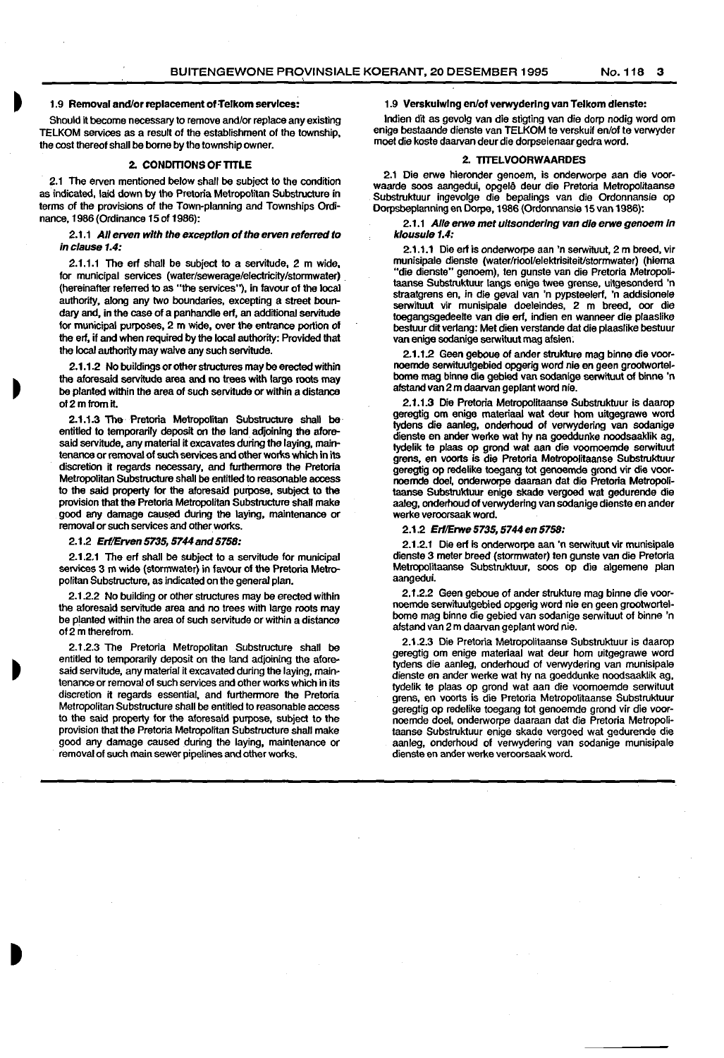### 1.9 Removal and/or replacement of Telkom services:

Should it become necessary to remove and/or replace any existing TELKOM services as a result of the establishment of the township, the cost thereof shall be borne by the township owner.

## 2. CONDITIONS OF TITLE

2.1 The erven mentioned below shall be subject to the condition as indicated, laid down by the Pretoria Metropolitan Substructure in terms of the provisions of the Town-planning and Townships Ordinance, 1986 (Ordinance 15 of 1986):

#### 2.1.1 *All erven with the exception of the erven referred to in clause 1.4:*

2.1.1.1 The erf shall be subject to a servitude, 2 m wide, for municipal services (water/sewerage/electricity/stormwater) (hereinafter referred to as "the services"), in favour of the local authority, along any two boundaries, excepting a street boundary and, in the case of a panhandle erf, an additional servitude for municipal purposes, 2 m wide, over the entrance portion of the erf, if and when required by the local authority: Provided that the local authority may waive any such servitude.

2.1.1.2 No buildings or other structures may be erected within the aforesaid servitude area and no trees with large roots may be planted within the area of such servitude or within a distance of 2 m from it.

2.1.1.3 The Pretoria Metropolitan Substructure shall be entitled to temporarily deposit on the land adjoining the aforesaid servitude, any material it excavates during the laying, maintenance or removal of such services and other works which in its discretion it regards necessary, and furthermore the Pretoria Metropolitan Substructure shall be entitled to reasonable access to the said property for the aforesaid purpose, subject to the provision that the Pretoria Metropolitan Substructure shall make good any damage caused during the laying, maintenance or removal or such services and other works.

#### 2.1.2 *Erf/Erven 5735, 5744 and 5758:*

2.1.2.1 The erf shall be subject to a servitude for municipal services 3 m wide (stormwater) in favour of the Pretoria Metropolitan Substructure, as indicated on the general plan.

2.1.2.2 No building or other structures may be erected within the aforesaid servitude area and no trees with large roots may be planted within the area of such servitude or within a distance of 2 m therefrom.

2.1.2.3 The Pretoria Metropolitan Substructure shall be entitled to temporarily deposit on the land adjoining the aforesaid servitude, any material it excavated during the laying, maintenance or removal of such services and other works which in its discretion it regards essential, and furthermore the Pretoria Metropolitan Substructure shall be entitled to reasonable access to the said property for the aforesaid purpose, subject to the provision that the Pretoria Metropolitan Substructure shall make good any damage caused during the laying, maintenance or removal of such main sewer pipelines and other works.

### 1.9 Verskuiwing en/of verwydering van Telkom dienste:

Indien dit as gevolg van die stigting van die dorp nodig word om enige bestaande dienste van TELKOM te verskuif en/of te verwyder moet die koste daarvan deur die dorpseienaar gedra word.

## 2. TITELVOORWAARDES

2.1 Die erwe hieronder genoem, is onderworpe aan die voorwaarde soos aangedui, opgelê deur die Pretoria Metropolitaanse Substruktuur ingevolge die bepalings van die Ordonnansie op Dorpsbeplanning en Dorpe, 1986 (Ordonnansie 15 van 1986):

#### 2.1.1 *Alle erwe met uitsondering van die erwe genoem in klousule 1.4:*

2.1.1.1 Die erf is onderworpe aan 'n serwituut, 2 m breed, vir munisipale dienste (water/riool/elektrisiteit/stormwater) (hierna "die dienste" genoem), ten gunste van die Pretoria Metropolitaanse Substruktuur langs enige twee grense, uitgesonderd 'n straatgrens en, in die geval van 'n pypsteelerf, 'n addisionele serwituut vir munisipale doeleindes, 2 m breed, oor die toegangsgedeelte van die erf, indien en wanneer die plaaslike bestuur dit verlang: Met dien verstande dat die plaaslike bestuur van enige sodanige serwituut mag afsien.

2.1.1.2 Geen geboue of ander strukture mag binne die voornoemde serwituutgebied opgerig word nie en geen grootwortelbome mag binne die gebied van sodanige serwituut of binne 'n afstand van 2 m daarvan geplant word nie.

2.1.1.3 Die Pretoria Metropolitaanse Substruktuur is daarop geregtig om enige materiaal wat deur hom uitgegrawe word tydens die aanleg, onderhoud of verwydering van sodanige dienste en ander werke wat hy na goeddunke noodsaaklik ag, tydelik te plaas op grond wat aan die voornoemde serwituut grens, en voorts is die Pretoria Metropolitaanse Substruktuur geregtig op redelike toegang tot genoemde grond vir die voornoemde doel, onderworpe daaraan dat die Pretoria Metropolitaanse Substruktuur enige skade vergoed wat gedurende die aaleg, onderhoud of verwydering van sodanige dienste en ander werke veroorsaak word.

#### 2.1.2 *Erf/Erwe 5735, 5744 en 5758:*

2.1.2.1 Die erf is onderworpe aan 'n serwituut vir munisipale dienste 3 meter breed (stormwater) ten gunste van die Pretoria Metropolitaanse Substruktuur, soos op die algemene plan aangedui.

2.1.2.2 Geen geboue of ander strukture mag binne die voornoemde serwituutgebied opgerig word nie en geen grootwortelbome mag binne die gebied van sodanige serwituut of binne 'n afstand van 2 m daarvan geplant word nie.

2.1.2.3 Die Pretoria Metropolitaanse Substruktuur is daarop geregtig om enige materiaal wat deur hom uitgegrawe word tydens die aanleg, onderhoud of verwydering van munisipale dienste en ander werke wat hy na goeddunke noodsaaklik ag, tydelik te plaas op grond wat aan die voornoemde serwituut grens, en voorts is die Pretoria Metropolitaanse Substruktuur geregtig op redelike toegang tot genoemde grond vir die voornoemde doel, onderworpe daaraan dat die Pretoria Metropolitaanse Substruktuur enige skade vergoed wat gedurende die aanleg, onderhoud of verwydering van sodanige munisipale dienste en ander werke veroorsaak word.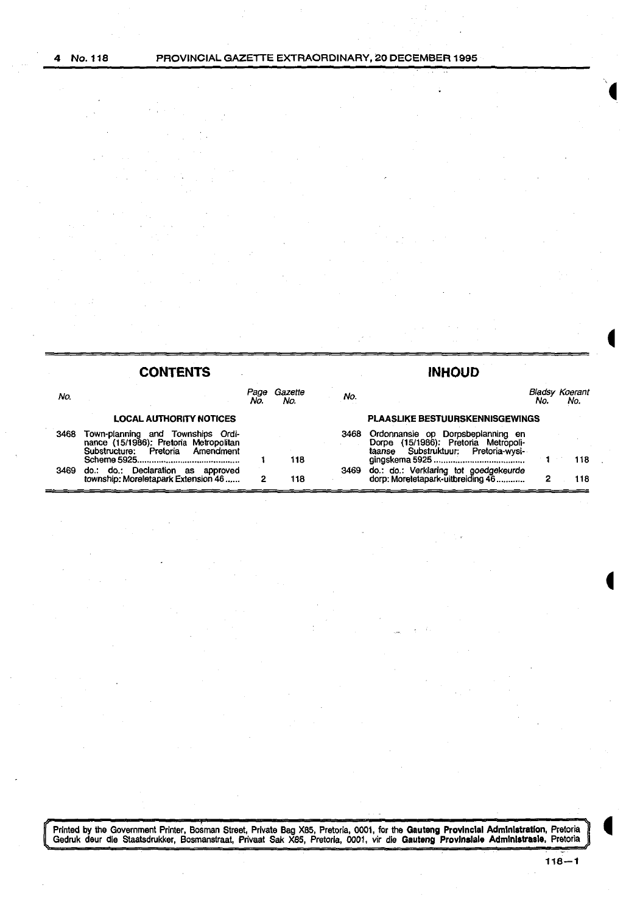## CONTENTS

| No. | | Page No. | Gazette No. |
|---|---|---|---|
| | **LOCAL AUTHORITY NOTICES** | | |
| 3468 | Town-planning and Townships Ordinance (15/1986): Pretoria Metropolitan Substructure: Pretoria Amendment Scheme 5925 | 1 | 118 |
| 3469 | do.: do.: Declaration as approved township: Moreletapark Extension 46 | 2 | 118 |

## INHOUD

| No. | | Bladsy No. | Koerant No. |
|---|---|---|---|
| | **PLAASLIKE BESTUURSKENNISGEWINGS** | | |
| 3468 | Ordonnansie op Dorpsbeplanning en Dorpe (15/1986): Pretoria Metropolitaanse Substruktuur: Pretoria-wysigingskema 5925 | 1 | 118 |
| 3469 | do.: do.: Verklaring tot goedgekeurde dorp: Moreletapark-uitbreiding 46 | 2 | 118 |

Printed by the Government Printer, Bosman Street, Private Bag X85, Pretoria, 0001, for the **Gauteng Provincial Administration**, Pretoria
Gedruk deur die Staatsdrukker, Bosmanstraat, Privaat Sak X85, Pretoria, 0001, vir die **Gauteng Provinsiale Administrasie**, Pretoria

118—1